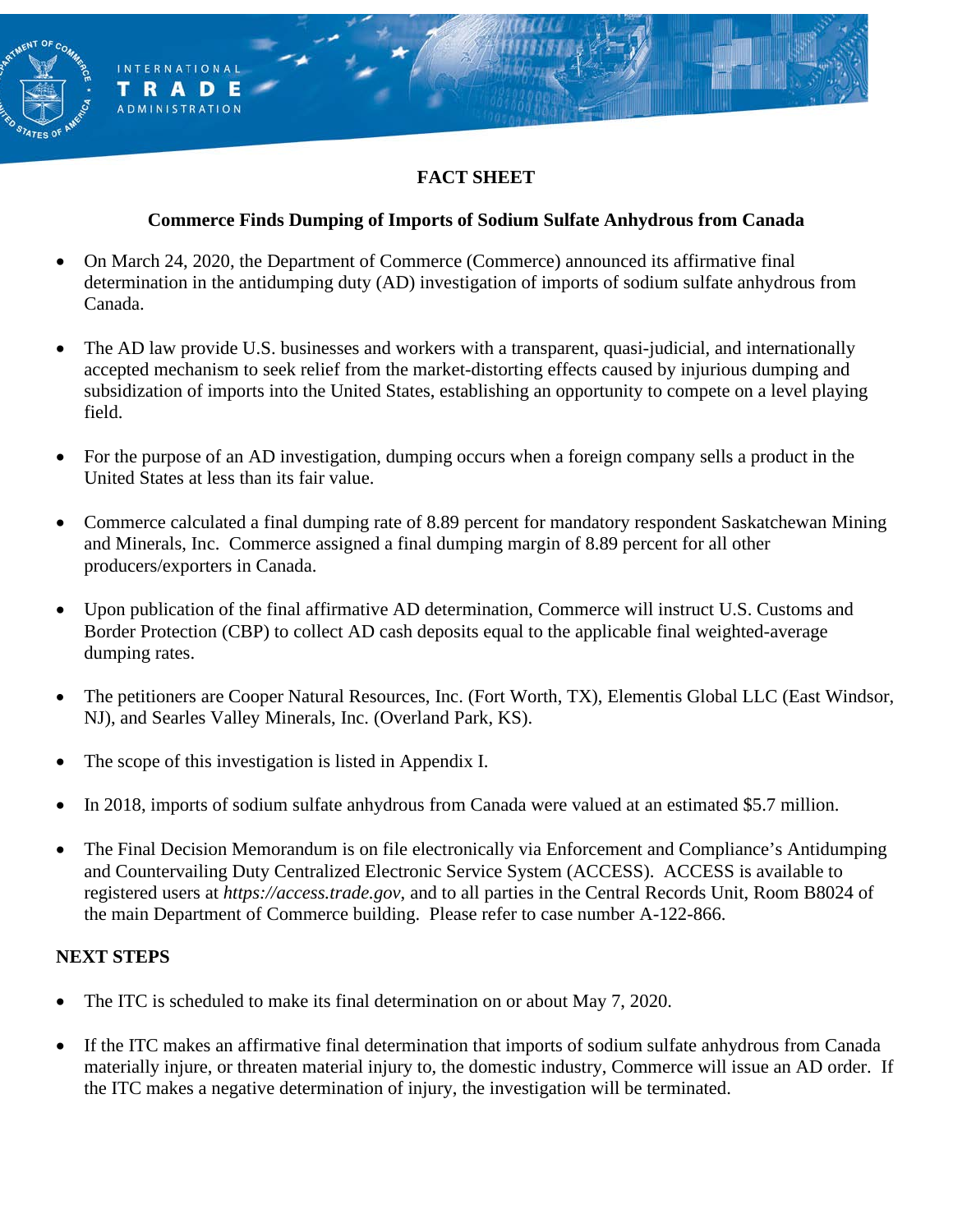# FACT SHEET

## Commerce Finds Dumping of Imports of Sodium Sulfate Anhydrous from Canada

- On March 24, 2020, the Department of Commerce (Commerce) announced its affirmative final determination in the antidumping duty (AD) investigation of imports of sodium sulfate anhydrous from Canada.
- The AD law provide U.S. businesses and workers with a transparent, quasi-judicial, and internationally accepted mechanism to seek relief from the market-distorting effects caused by injurious dumping and subsidization of imports into the United States, establishing an opportunity to compete on a level playing field.
- For the purpose of an AD investigation, dumping occurs when a foreign company sells a product in the United States at less than its fair value.
- Commerce calculated a final dumping rate of 8.89 percent for mandatory respondent Saskatchewan Mining and Minerals, Inc. Commerce assigned a final dumping margin of 8.89 percent for all other producers/exporters in Canada.
- Upon publication of the final affirmative AD determination, Commerce will instruct U.S. Customs and Border Protection (CBP) to collect AD cash deposits equal to the applicable final weighted-average dumping rates.
- The petitioners are Cooper Natural Resources, Inc. (Fort Worth, TX), Elementis Global LLC (East Windsor, NJ), and Searles Valley Minerals, Inc. (Overland Park, KS).
- The scope of this investigation is listed in Appendix I.
- In 2018, imports of sodium sulfate anhydrous from Canada were valued at an estimated $5.7 million.
- The Final Decision Memorandum is on file electronically via Enforcement and Compliance's Antidumping and Countervailing Duty Centralized Electronic Service System (ACCESS). ACCESS is available to registered users at *https://access.trade.gov*, and to all parties in the Central Records Unit, Room B8024 of the main Department of Commerce building. Please refer to case number A-122-866.

## NEXT STEPS

- The ITC is scheduled to make its final determination on or about May 7, 2020.
- If the ITC makes an affirmative final determination that imports of sodium sulfate anhydrous from Canada materially injure, or threaten material injury to, the domestic industry, Commerce will issue an AD order. If the ITC makes a negative determination of injury, the investigation will be terminated.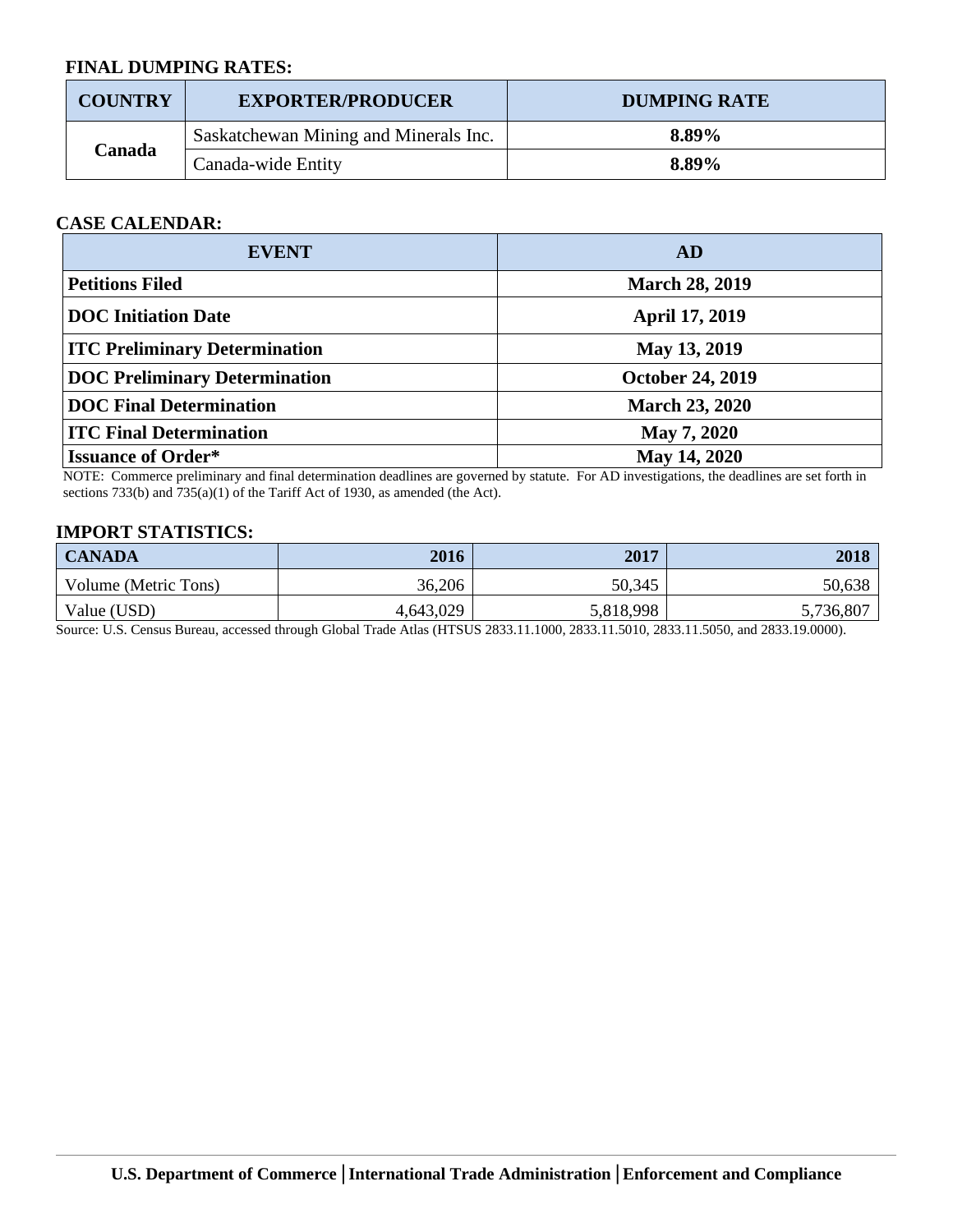**FINAL DUMPING RATES:**

| COUNTRY | EXPORTER/PRODUCER | DUMPING RATE |
|---|---|---|
| Canada | Saskatchewan Mining and Minerals Inc. | **8.89%** |
| | Canada-wide Entity | **8.89%** |

**CASE CALENDAR:**

| EVENT | AD |
|---|---|
| **Petitions Filed** | **March 28, 2019** |
| **DOC Initiation Date** | **April 17, 2019** |
| **ITC Preliminary Determination** | **May 13, 2019** |
| **DOC Preliminary Determination** | **October 24, 2019** |
| **DOC Final Determination** | **March 23, 2020** |
| **ITC Final Determination** | **May 7, 2020** |
| **Issuance of Order*** | **May 14, 2020** |

NOTE: Commerce preliminary and final determination deadlines are governed by statute. For AD investigations, the deadlines are set forth in sections 733(b) and 735(a)(1) of the Tariff Act of 1930, as amended (the Act).

**IMPORT STATISTICS:**

| CANADA | 2016 | 2017 | 2018 |
|---|---|---|---|
| Volume (Metric Tons) | 36,206 | 50,345 | 50,638 |
| Value (USD) | 4,643,029 | 5,818,998 | 5,736,807 |

Source: U.S. Census Bureau, accessed through Global Trade Atlas (HTSUS 2833.11.1000, 2833.11.5010, 2833.11.5050, and 2833.19.0000).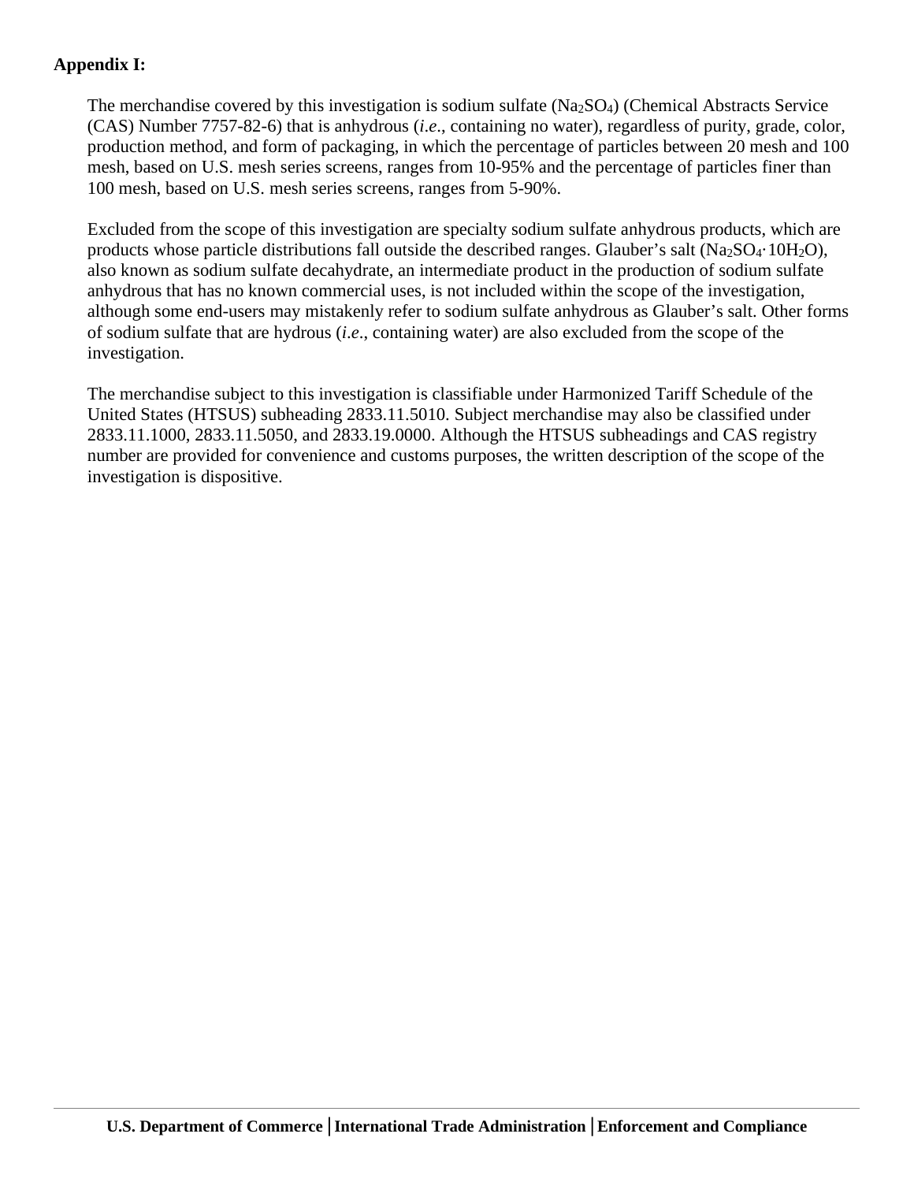**Appendix I:**

The merchandise covered by this investigation is sodium sulfate ($Na_2SO_4$) (Chemical Abstracts Service (CAS) Number 7757-82-6) that is anhydrous (*i.e*., containing no water), regardless of purity, grade, color, production method, and form of packaging, in which the percentage of particles between 20 mesh and 100 mesh, based on U.S. mesh series screens, ranges from 10-95% and the percentage of particles finer than 100 mesh, based on U.S. mesh series screens, ranges from 5-90%.

Excluded from the scope of this investigation are specialty sodium sulfate anhydrous products, which are products whose particle distributions fall outside the described ranges. Glauber's salt ($Na_2SO_4 \cdot 10H_2O$), also known as sodium sulfate decahydrate, an intermediate product in the production of sodium sulfate anhydrous that has no known commercial uses, is not included within the scope of the investigation, although some end-users may mistakenly refer to sodium sulfate anhydrous as Glauber's salt. Other forms of sodium sulfate that are hydrous (*i.e*., containing water) are also excluded from the scope of the investigation.

The merchandise subject to this investigation is classifiable under Harmonized Tariff Schedule of the United States (HTSUS) subheading 2833.11.5010. Subject merchandise may also be classified under 2833.11.1000, 2833.11.5050, and 2833.19.0000. Although the HTSUS subheadings and CAS registry number are provided for convenience and customs purposes, the written description of the scope of the investigation is dispositive.